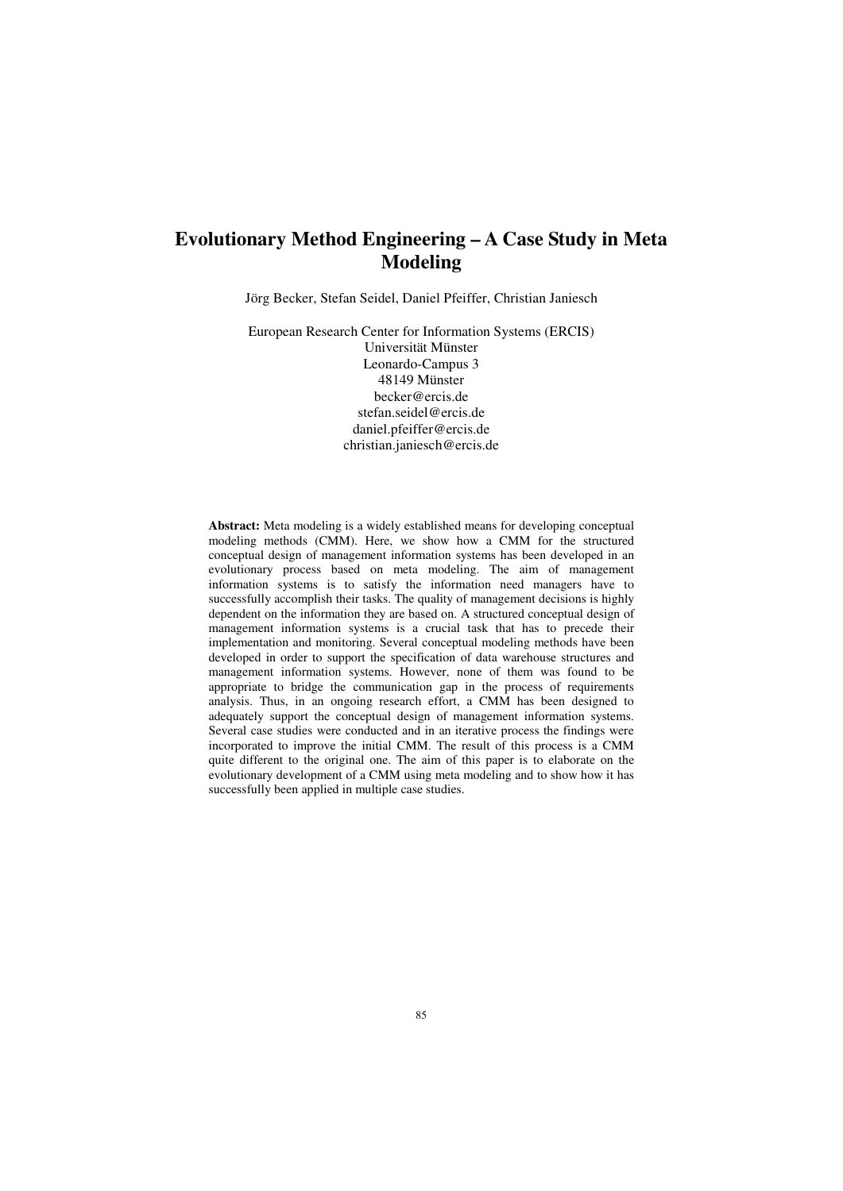# Evolutionary Method Engineering – A Case Study in Meta Modeling

Jörg Becker, Stefan Seidel, Daniel Pfeiffer, Christian Janiesch

European Research Center for Information Systems (ERCIS)
Universität Münster
Leonardo-Campus 3
48149 Münster
becker@ercis.de
stefan.seidel@ercis.de
daniel.pfeiffer@ercis.de
christian.janiesch@ercis.de

**Abstract:** Meta modeling is a widely established means for developing conceptual modeling methods (CMM). Here, we show how a CMM for the structured conceptual design of management information systems has been developed in an evolutionary process based on meta modeling. The aim of management information systems is to satisfy the information need managers have to successfully accomplish their tasks. The quality of management decisions is highly dependent on the information they are based on. A structured conceptual design of management information systems is a crucial task that has to precede their implementation and monitoring. Several conceptual modeling methods have been developed in order to support the specification of data warehouse structures and management information systems. However, none of them was found to be appropriate to bridge the communication gap in the process of requirements analysis. Thus, in an ongoing research effort, a CMM has been designed to adequately support the conceptual design of management information systems. Several case studies were conducted and in an iterative process the findings were incorporated to improve the initial CMM. The result of this process is a CMM quite different to the original one. The aim of this paper is to elaborate on the evolutionary development of a CMM using meta modeling and to show how it has successfully been applied in multiple case studies.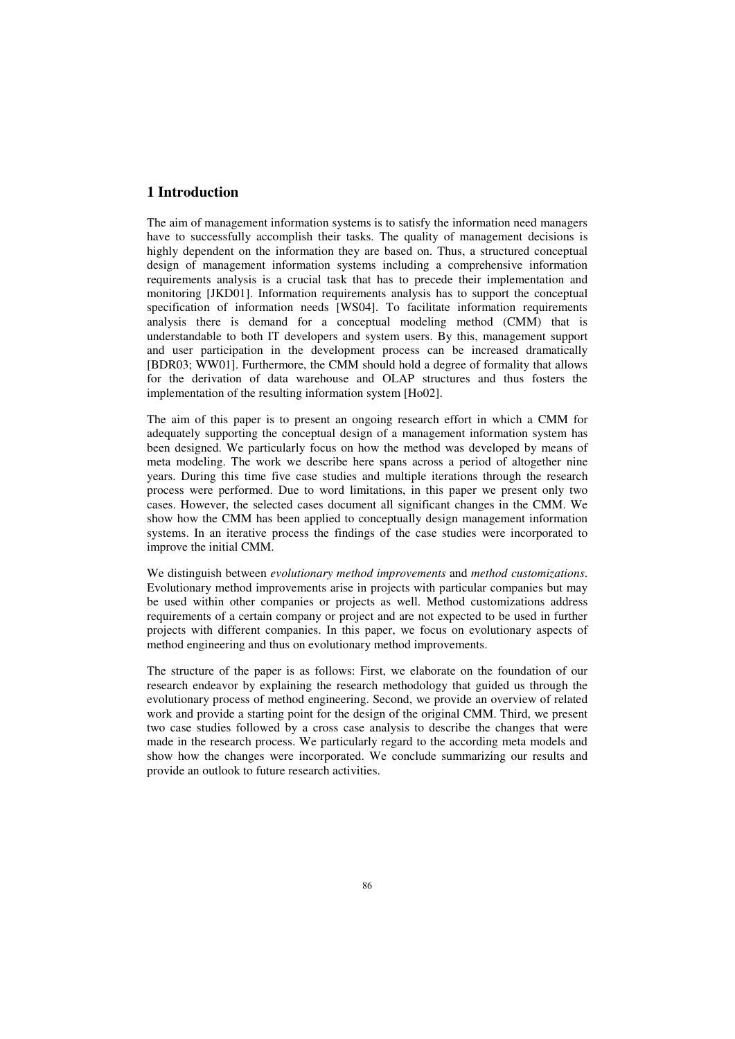# 1 Introduction

The aim of management information systems is to satisfy the information need managers have to successfully accomplish their tasks. The quality of management decisions is highly dependent on the information they are based on. Thus, a structured conceptual design of management information systems including a comprehensive information requirements analysis is a crucial task that has to precede their implementation and monitoring [JKD01]. Information requirements analysis has to support the conceptual specification of information needs [WS04]. To facilitate information requirements analysis there is demand for a conceptual modeling method (CMM) that is understandable to both IT developers and system users. By this, management support and user participation in the development process can be increased dramatically [BDR03; WW01]. Furthermore, the CMM should hold a degree of formality that allows for the derivation of data warehouse and OLAP structures and thus fosters the implementation of the resulting information system [Ho02].

The aim of this paper is to present an ongoing research effort in which a CMM for adequately supporting the conceptual design of a management information system has been designed. We particularly focus on how the method was developed by means of meta modeling. The work we describe here spans across a period of altogether nine years. During this time five case studies and multiple iterations through the research process were performed. Due to word limitations, in this paper we present only two cases. However, the selected cases document all significant changes in the CMM. We show how the CMM has been applied to conceptually design management information systems. In an iterative process the findings of the case studies were incorporated to improve the initial CMM.

We distinguish between *evolutionary method improvements* and *method customizations*. Evolutionary method improvements arise in projects with particular companies but may be used within other companies or projects as well. Method customizations address requirements of a certain company or project and are not expected to be used in further projects with different companies. In this paper, we focus on evolutionary aspects of method engineering and thus on evolutionary method improvements.

The structure of the paper is as follows: First, we elaborate on the foundation of our research endeavor by explaining the research methodology that guided us through the evolutionary process of method engineering. Second, we provide an overview of related work and provide a starting point for the design of the original CMM. Third, we present two case studies followed by a cross case analysis to describe the changes that were made in the research process. We particularly regard to the according meta models and show how the changes were incorporated. We conclude summarizing our results and provide an outlook to future research activities.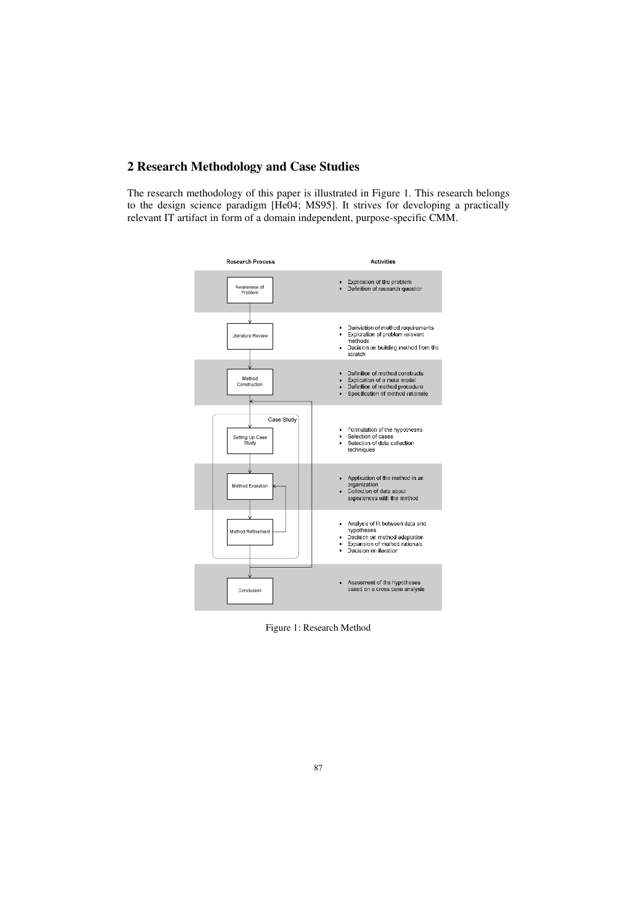## 2 Research Methodology and Case Studies

The research methodology of this paper is illustrated in Figure 1. This research belongs to the design science paradigm [He04; MS95]. It strives for developing a practically relevant IT artifact in form of a domain independent, purpose-specific CMM.

| Research Process | Activities |
| --- | --- |
| Awareness of Problem | • Explication of the problem<br>• Definition of research question |
| Literature Review | • Deriviation of method requirements<br>• Exploration of problem relevant methods<br>• Decision on building method from the scratch |
| Method Construction | • Definition of method constructs<br>• Explication of a meta model<br>• Definition of method procedure<br>• Specification of method rationale |
| Case Study: Setting Up Case Study | • Formulation of the hypotheses<br>• Selection of cases<br>• Selection of data collection techniques |
| Case Study: Method Evalution | • Application of the method in an organization<br>• Collection of data about experiences with the method |
| Case Study: Method Refinement | • Analysis of fit between data and hypotheses<br>• Decision on method adaptation<br>• Expansion of method rationale<br>• Decision on iteration |
| Conclusion | • Assesment of the hypotheses based on a cross case analysis |

Figure 1: Research Method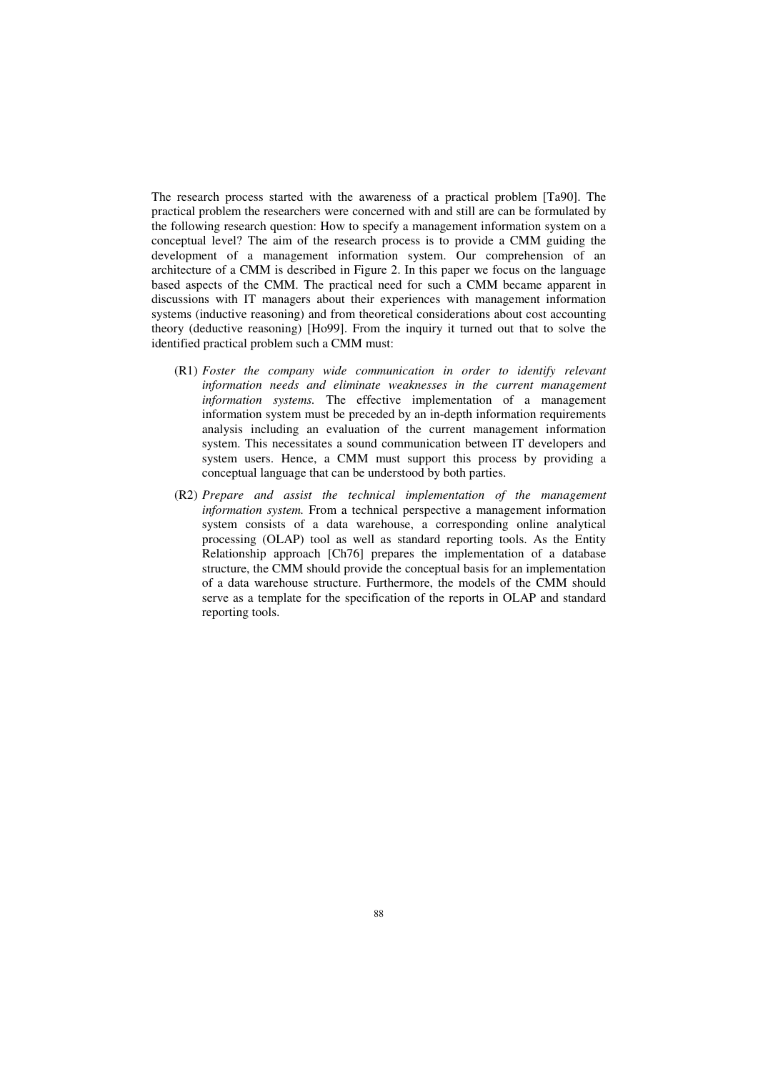The research process started with the awareness of a practical problem [Ta90]. The practical problem the researchers were concerned with and still are can be formulated by the following research question: How to specify a management information system on a conceptual level? The aim of the research process is to provide a CMM guiding the development of a management information system. Our comprehension of an architecture of a CMM is described in Figure 2. In this paper we focus on the language based aspects of the CMM. The practical need for such a CMM became apparent in discussions with IT managers about their experiences with management information systems (inductive reasoning) and from theoretical considerations about cost accounting theory (deductive reasoning) [Ho99]. From the inquiry it turned out that to solve the identified practical problem such a CMM must:

- (R1) *Foster the company wide communication in order to identify relevant information needs and eliminate weaknesses in the current management information systems.* The effective implementation of a management information system must be preceded by an in-depth information requirements analysis including an evaluation of the current management information system. This necessitates a sound communication between IT developers and system users. Hence, a CMM must support this process by providing a conceptual language that can be understood by both parties.
- (R2) *Prepare and assist the technical implementation of the management information system.* From a technical perspective a management information system consists of a data warehouse, a corresponding online analytical processing (OLAP) tool as well as standard reporting tools. As the Entity Relationship approach [Ch76] prepares the implementation of a database structure, the CMM should provide the conceptual basis for an implementation of a data warehouse structure. Furthermore, the models of the CMM should serve as a template for the specification of the reports in OLAP and standard reporting tools.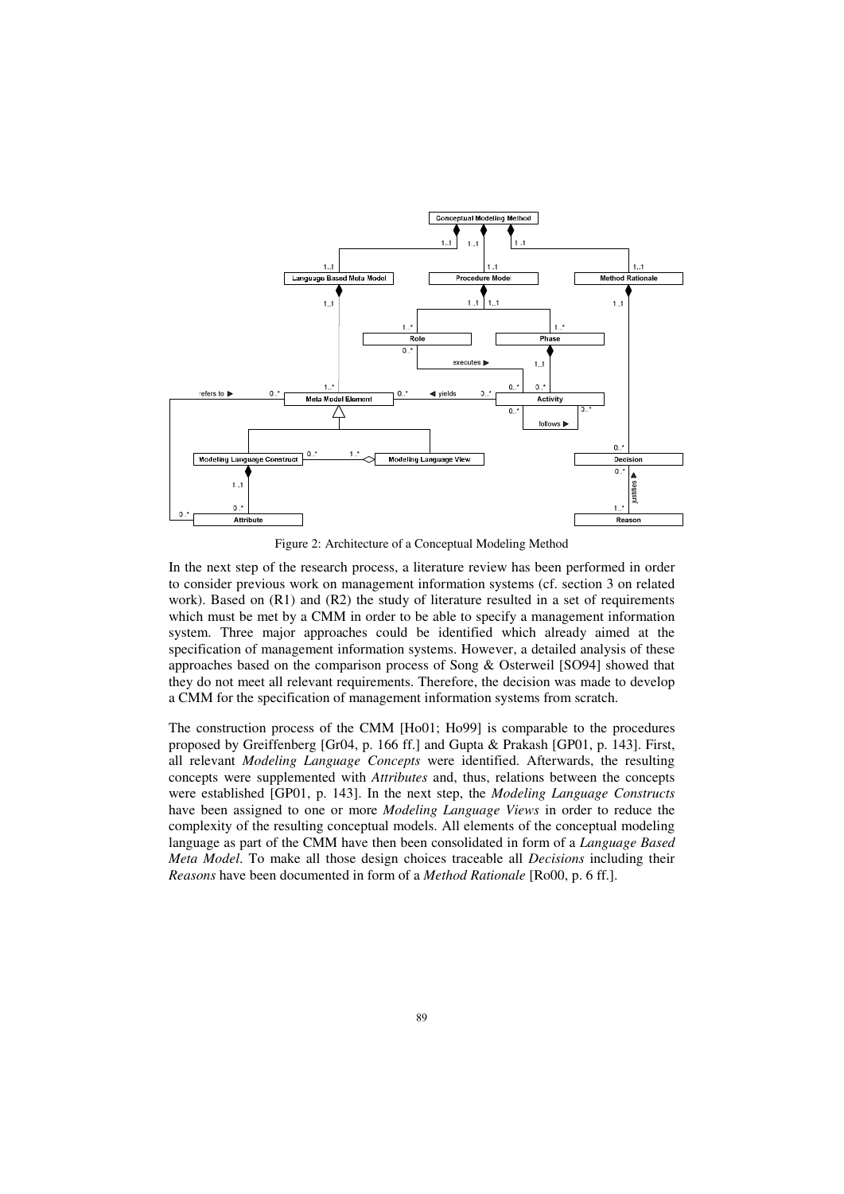Figure 2: Architecture of a Conceptual Modeling Method

In the next step of the research process, a literature review has been performed in order to consider previous work on management information systems (cf. section 3 on related work). Based on (R1) and (R2) the study of literature resulted in a set of requirements which must be met by a CMM in order to be able to specify a management information system. Three major approaches could be identified which already aimed at the specification of management information systems. However, a detailed analysis of these approaches based on the comparison process of Song & Osterweil [SO94] showed that they do not meet all relevant requirements. Therefore, the decision was made to develop a CMM for the specification of management information systems from scratch.

The construction process of the CMM [Ho01; Ho99] is comparable to the procedures proposed by Greiffenberg [Gr04, p. 166 ff.] and Gupta & Prakash [GP01, p. 143]. First, all relevant *Modeling Language Concepts* were identified. Afterwards, the resulting concepts were supplemented with *Attributes* and, thus, relations between the concepts were established [GP01, p. 143]. In the next step, the *Modeling Language Constructs* have been assigned to one or more *Modeling Language Views* in order to reduce the complexity of the resulting conceptual models. All elements of the conceptual modeling language as part of the CMM have then been consolidated in form of a *Language Based Meta Model*. To make all those design choices traceable all *Decisions* including their *Reasons* have been documented in form of a *Method Rationale* [Ro00, p. 6 ff.].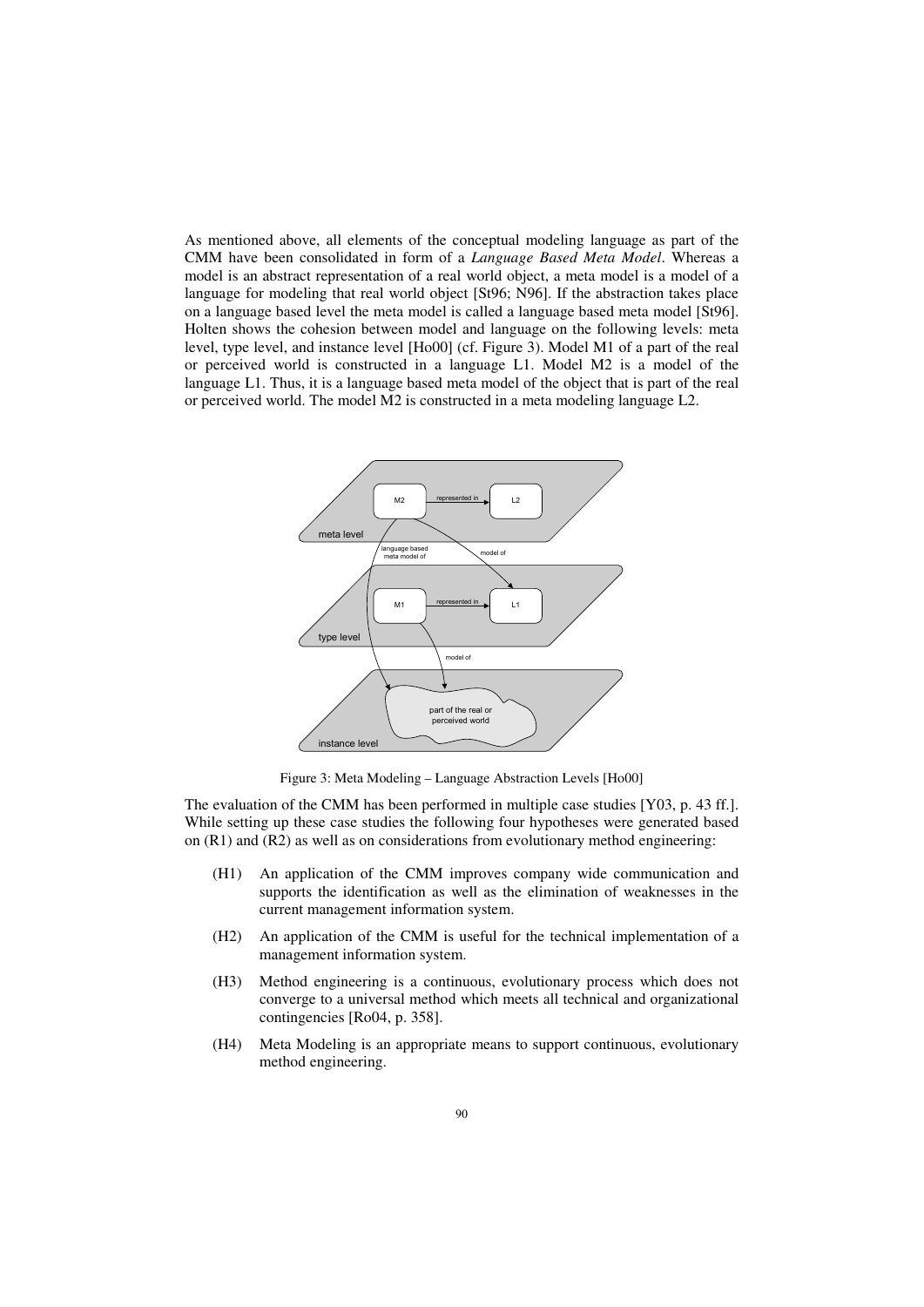As mentioned above, all elements of the conceptual modeling language as part of the CMM have been consolidated in form of a *Language Based Meta Model*. Whereas a model is an abstract representation of a real world object, a meta model is a model of a language for modeling that real world object [St96; N96]. If the abstraction takes place on a language based level the meta model is called a language based meta model [St96]. Holten shows the cohesion between model and language on the following levels: meta level, type level, and instance level [Ho00] (cf. Figure 3). Model M1 of a part of the real or perceived world is constructed in a language L1. Model M2 is a model of the language L1. Thus, it is a language based meta model of the object that is part of the real or perceived world. The model M2 is constructed in a meta modeling language L2.

Figure 3: Meta Modeling – Language Abstraction Levels [Ho00]

The evaluation of the CMM has been performed in multiple case studies [Y03, p. 43 ff.]. While setting up these case studies the following four hypotheses were generated based on (R1) and (R2) as well as on considerations from evolutionary method engineering:

- (H1) An application of the CMM improves company wide communication and supports the identification as well as the elimination of weaknesses in the current management information system.
- (H2) An application of the CMM is useful for the technical implementation of a management information system.
- (H3) Method engineering is a continuous, evolutionary process which does not converge to a universal method which meets all technical and organizational contingencies [Ro04, p. 358].
- (H4) Meta Modeling is an appropriate means to support continuous, evolutionary method engineering.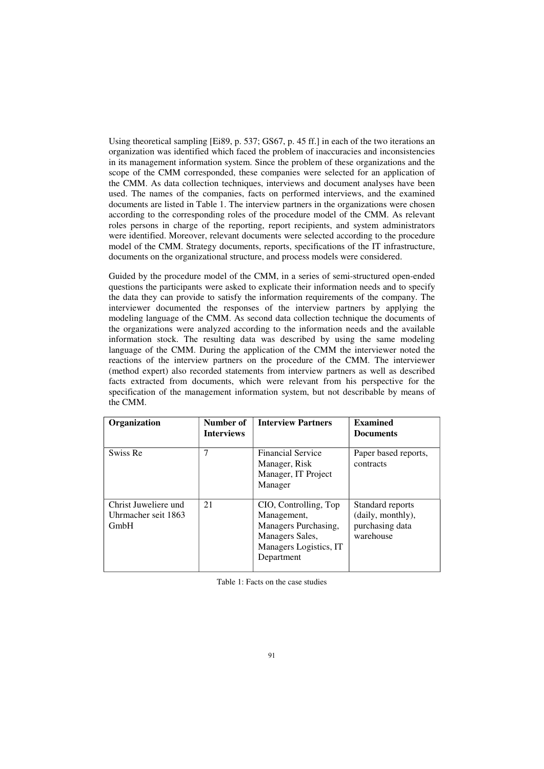Using theoretical sampling [Ei89, p. 537; GS67, p. 45 ff.] in each of the two iterations an organization was identified which faced the problem of inaccuracies and inconsistencies in its management information system. Since the problem of these organizations and the scope of the CMM corresponded, these companies were selected for an application of the CMM. As data collection techniques, interviews and document analyses have been used. The names of the companies, facts on performed interviews, and the examined documents are listed in Table 1. The interview partners in the organizations were chosen according to the corresponding roles of the procedure model of the CMM. As relevant roles persons in charge of the reporting, report recipients, and system administrators were identified. Moreover, relevant documents were selected according to the procedure model of the CMM. Strategy documents, reports, specifications of the IT infrastructure, documents on the organizational structure, and process models were considered.

Guided by the procedure model of the CMM, in a series of semi-structured open-ended questions the participants were asked to explicate their information needs and to specify the data they can provide to satisfy the information requirements of the company. The interviewer documented the responses of the interview partners by applying the modeling language of the CMM. As second data collection technique the documents of the organizations were analyzed according to the information needs and the available information stock. The resulting data was described by using the same modeling language of the CMM. During the application of the CMM the interviewer noted the reactions of the interview partners on the procedure of the CMM. The interviewer (method expert) also recorded statements from interview partners as well as described facts extracted from documents, which were relevant from his perspective for the specification of the management information system, but not describable by means of the CMM.

| Organization | Number of Interviews | Interview Partners | Examined Documents |
|---|---|---|---|
| Swiss Re | 7 | Financial Service Manager, Risk Manager, IT Project Manager | Paper based reports, contracts |
| Christ Juweliere und Uhrmacher seit 1863 GmbH | 21 | CIO, Controlling, Top Management, Managers Purchasing, Managers Sales, Managers Logistics, IT Department | Standard reports (daily, monthly), purchasing data warehouse |

Table 1: Facts on the case studies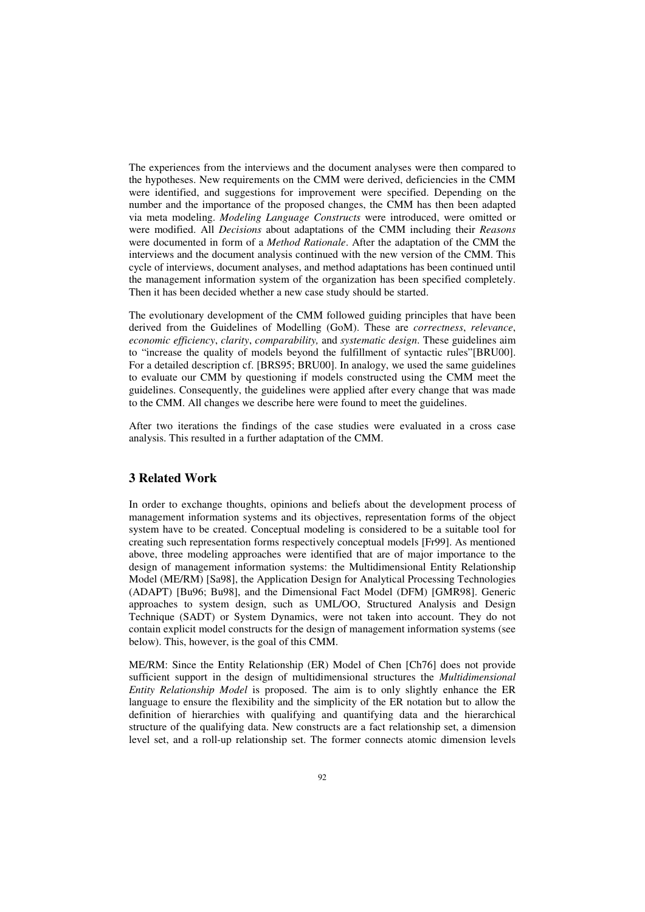The experiences from the interviews and the document analyses were then compared to the hypotheses. New requirements on the CMM were derived, deficiencies in the CMM were identified, and suggestions for improvement were specified. Depending on the number and the importance of the proposed changes, the CMM has then been adapted via meta modeling. *Modeling Language Constructs* were introduced, were omitted or were modified. All *Decisions* about adaptations of the CMM including their *Reasons* were documented in form of a *Method Rationale*. After the adaptation of the CMM the interviews and the document analysis continued with the new version of the CMM. This cycle of interviews, document analyses, and method adaptations has been continued until the management information system of the organization has been specified completely. Then it has been decided whether a new case study should be started.

The evolutionary development of the CMM followed guiding principles that have been derived from the Guidelines of Modelling (GoM). These are *correctness*, *relevance*, *economic efficiency*, *clarity*, *comparability,* and *systematic design*. These guidelines aim to "increase the quality of models beyond the fulfillment of syntactic rules"[BRU00]. For a detailed description cf. [BRS95; BRU00]. In analogy, we used the same guidelines to evaluate our CMM by questioning if models constructed using the CMM meet the guidelines. Consequently, the guidelines were applied after every change that was made to the CMM. All changes we describe here were found to meet the guidelines.

After two iterations the findings of the case studies were evaluated in a cross case analysis. This resulted in a further adaptation of the CMM.

## 3 Related Work

In order to exchange thoughts, opinions and beliefs about the development process of management information systems and its objectives, representation forms of the object system have to be created. Conceptual modeling is considered to be a suitable tool for creating such representation forms respectively conceptual models [Fr99]. As mentioned above, three modeling approaches were identified that are of major importance to the design of management information systems: the Multidimensional Entity Relationship Model (ME/RM) [Sa98], the Application Design for Analytical Processing Technologies (ADAPT) [Bu96; Bu98], and the Dimensional Fact Model (DFM) [GMR98]. Generic approaches to system design, such as UML/OO, Structured Analysis and Design Technique (SADT) or System Dynamics, were not taken into account. They do not contain explicit model constructs for the design of management information systems (see below). This, however, is the goal of this CMM.

ME/RM: Since the Entity Relationship (ER) Model of Chen [Ch76] does not provide sufficient support in the design of multidimensional structures the *Multidimensional Entity Relationship Model* is proposed. The aim is to only slightly enhance the ER language to ensure the flexibility and the simplicity of the ER notation but to allow the definition of hierarchies with qualifying and quantifying data and the hierarchical structure of the qualifying data. New constructs are a fact relationship set, a dimension level set, and a roll-up relationship set. The former connects atomic dimension levels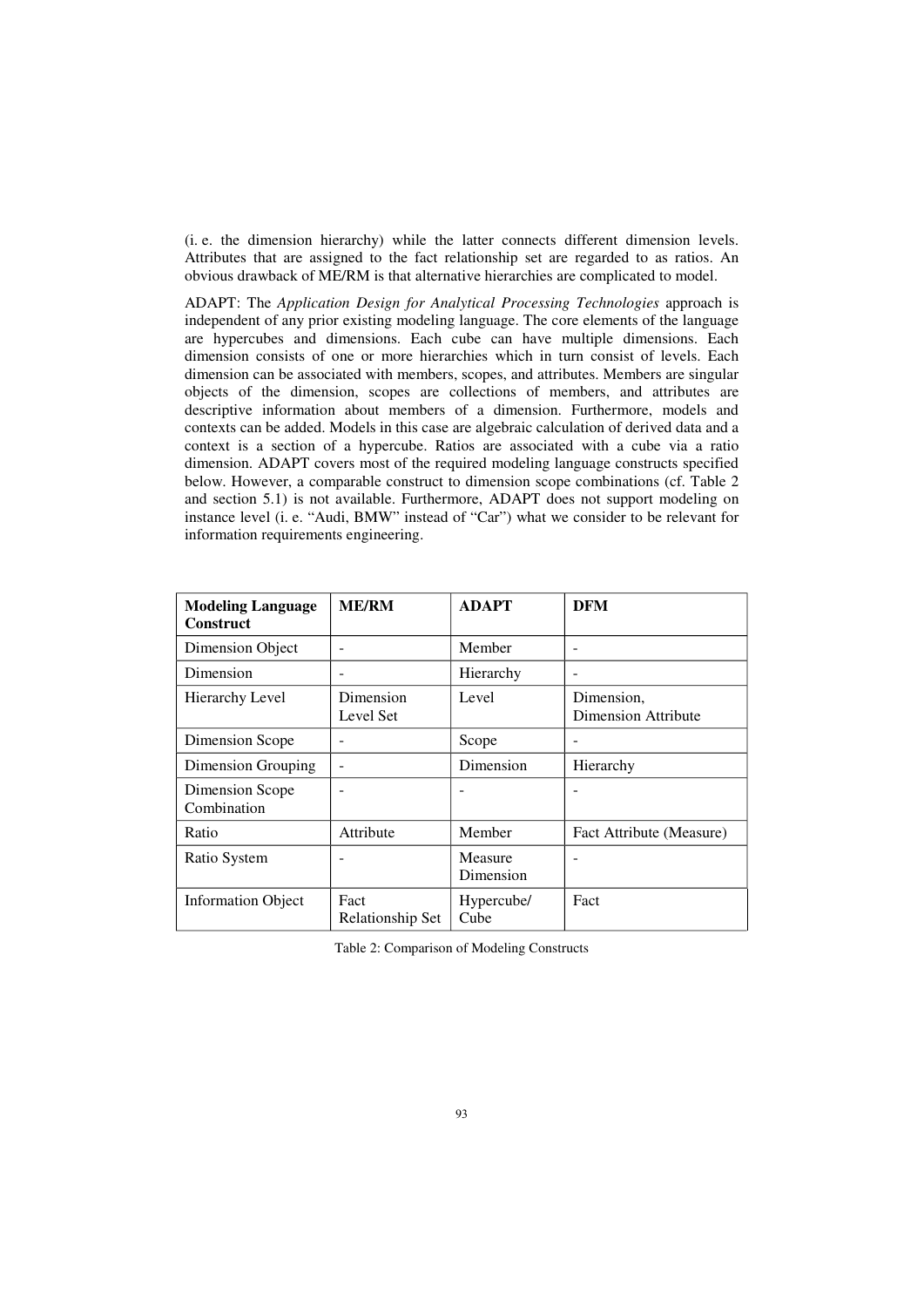(i. e. the dimension hierarchy) while the latter connects different dimension levels. Attributes that are assigned to the fact relationship set are regarded to as ratios. An obvious drawback of ME/RM is that alternative hierarchies are complicated to model.

ADAPT: The *Application Design for Analytical Processing Technologies* approach is independent of any prior existing modeling language. The core elements of the language are hypercubes and dimensions. Each cube can have multiple dimensions. Each dimension consists of one or more hierarchies which in turn consist of levels. Each dimension can be associated with members, scopes, and attributes. Members are singular objects of the dimension, scopes are collections of members, and attributes are descriptive information about members of a dimension. Furthermore, models and contexts can be added. Models in this case are algebraic calculation of derived data and a context is a section of a hypercube. Ratios are associated with a cube via a ratio dimension. ADAPT covers most of the required modeling language constructs specified below. However, a comparable construct to dimension scope combinations (cf. Table 2 and section 5.1) is not available. Furthermore, ADAPT does not support modeling on instance level (i. e. "Audi, BMW" instead of "Car") what we consider to be relevant for information requirements engineering.

| **Modeling Language Construct** | **ME/RM** | **ADAPT** | **DFM** |
|---|---|---|---|
| Dimension Object | - | Member | - |
| Dimension | - | Hierarchy | - |
| Hierarchy Level | Dimension Level Set | Level | Dimension, Dimension Attribute |
| Dimension Scope | - | Scope | - |
| Dimension Grouping | - | Dimension | Hierarchy |
| Dimension Scope Combination | - | - | - |
| Ratio | Attribute | Member | Fact Attribute (Measure) |
| Ratio System | - | Measure Dimension | - |
| Information Object | Fact Relationship Set | Hypercube/ Cube | Fact |

Table 2: Comparison of Modeling Constructs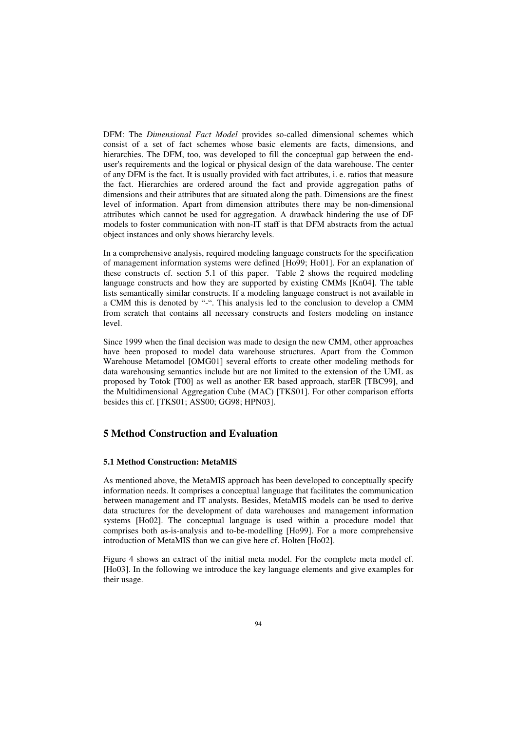DFM: The *Dimensional Fact Model* provides so-called dimensional schemes which consist of a set of fact schemes whose basic elements are facts, dimensions, and hierarchies. The DFM, too, was developed to fill the conceptual gap between the end-user's requirements and the logical or physical design of the data warehouse. The center of any DFM is the fact. It is usually provided with fact attributes, i. e. ratios that measure the fact. Hierarchies are ordered around the fact and provide aggregation paths of dimensions and their attributes that are situated along the path. Dimensions are the finest level of information. Apart from dimension attributes there may be non-dimensional attributes which cannot be used for aggregation. A drawback hindering the use of DF models to foster communication with non-IT staff is that DFM abstracts from the actual object instances and only shows hierarchy levels.

In a comprehensive analysis, required modeling language constructs for the specification of management information systems were defined [Ho99; Ho01]. For an explanation of these constructs cf. section 5.1 of this paper. Table 2 shows the required modeling language constructs and how they are supported by existing CMMs [Kn04]. The table lists semantically similar constructs. If a modeling language construct is not available in a CMM this is denoted by "-". This analysis led to the conclusion to develop a CMM from scratch that contains all necessary constructs and fosters modeling on instance level.

Since 1999 when the final decision was made to design the new CMM, other approaches have been proposed to model data warehouse structures. Apart from the Common Warehouse Metamodel [OMG01] several efforts to create other modeling methods for data warehousing semantics include but are not limited to the extension of the UML as proposed by Totok [T00] as well as another ER based approach, starER [TBC99], and the Multidimensional Aggregation Cube (MAC) [TKS01]. For other comparison efforts besides this cf. [TKS01; ASS00; GG98; HPN03].

# 5 Method Construction and Evaluation

## 5.1 Method Construction: MetaMIS

As mentioned above, the MetaMIS approach has been developed to conceptually specify information needs. It comprises a conceptual language that facilitates the communication between management and IT analysts. Besides, MetaMIS models can be used to derive data structures for the development of data warehouses and management information systems [Ho02]. The conceptual language is used within a procedure model that comprises both as-is-analysis and to-be-modelling [Ho99]. For a more comprehensive introduction of MetaMIS than we can give here cf. Holten [Ho02].

Figure 4 shows an extract of the initial meta model. For the complete meta model cf. [Ho03]. In the following we introduce the key language elements and give examples for their usage.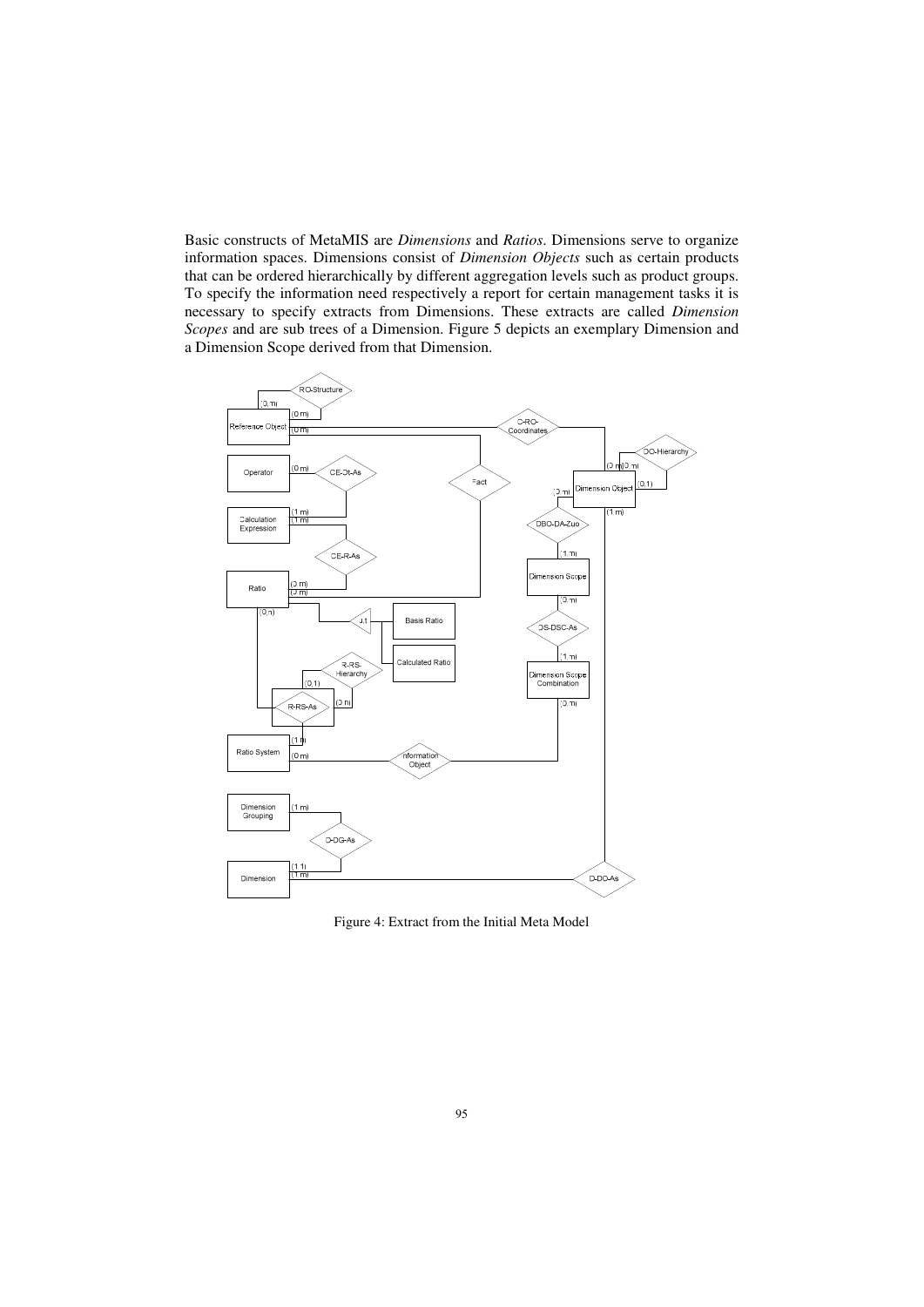Basic constructs of MetaMIS are *Dimensions* and *Ratios*. Dimensions serve to organize information spaces. Dimensions consist of *Dimension Objects* such as certain products that can be ordered hierarchically by different aggregation levels such as product groups. To specify the information need respectively a report for certain management tasks it is necessary to specify extracts from Dimensions. These extracts are called *Dimension Scopes* and are sub trees of a Dimension. Figure 5 depicts an exemplary Dimension and a Dimension Scope derived from that Dimension.

Figure 4: Extract from the Initial Meta Model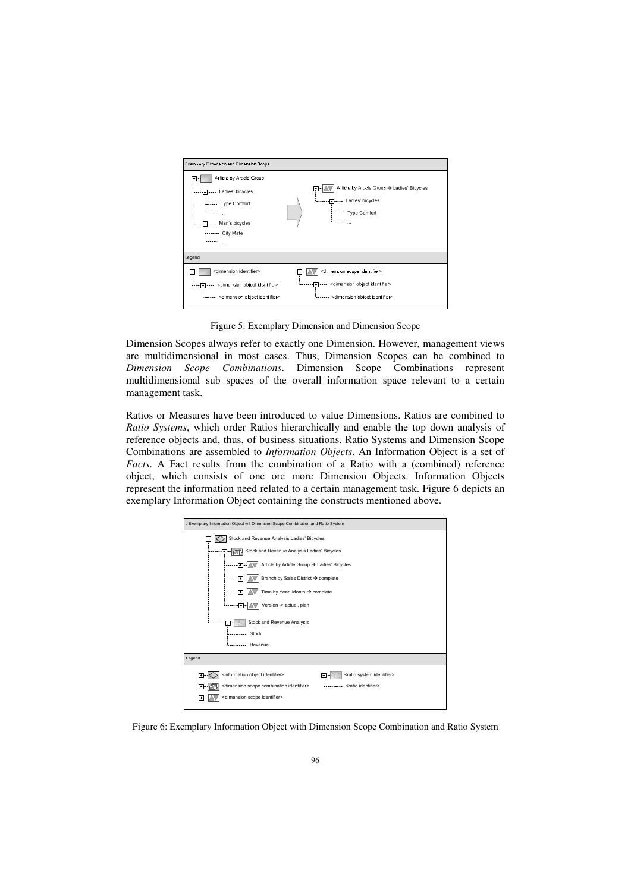Figure 5: Exemplary Dimension and Dimension Scope

Dimension Scopes always refer to exactly one Dimension. However, management views are multidimensional in most cases. Thus, Dimension Scopes can be combined to *Dimension Scope Combinations*. Dimension Scope Combinations represent multidimensional sub spaces of the overall information space relevant to a certain management task.

Ratios or Measures have been introduced to value Dimensions. Ratios are combined to *Ratio Systems*, which order Ratios hierarchically and enable the top down analysis of reference objects and, thus, of business situations. Ratio Systems and Dimension Scope Combinations are assembled to *Information Objects*. An Information Object is a set of *Facts*. A Fact results from the combination of a Ratio with a (combined) reference object, which consists of one ore more Dimension Objects. Information Objects represent the information need related to a certain management task. Figure 6 depicts an exemplary Information Object containing the constructs mentioned above.

Figure 6: Exemplary Information Object with Dimension Scope Combination and Ratio System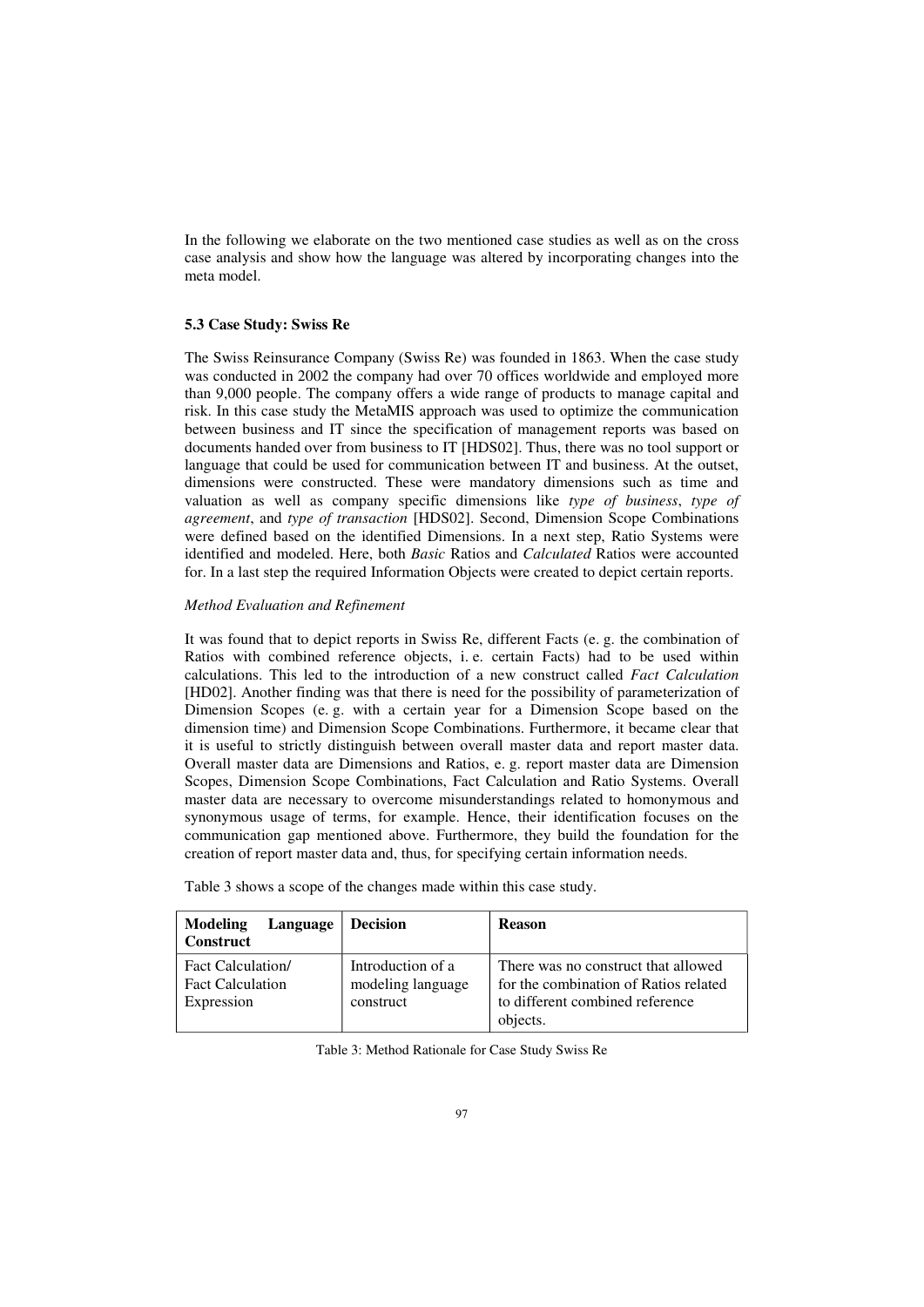In the following we elaborate on the two mentioned case studies as well as on the cross case analysis and show how the language was altered by incorporating changes into the meta model.

### 5.3 Case Study: Swiss Re

The Swiss Reinsurance Company (Swiss Re) was founded in 1863. When the case study was conducted in 2002 the company had over 70 offices worldwide and employed more than 9,000 people. The company offers a wide range of products to manage capital and risk. In this case study the MetaMIS approach was used to optimize the communication between business and IT since the specification of management reports was based on documents handed over from business to IT [HDS02]. Thus, there was no tool support or language that could be used for communication between IT and business. At the outset, dimensions were constructed. These were mandatory dimensions such as time and valuation as well as company specific dimensions like *type of business*, *type of agreement*, and *type of transaction* [HDS02]. Second, Dimension Scope Combinations were defined based on the identified Dimensions. In a next step, Ratio Systems were identified and modeled. Here, both *Basic* Ratios and *Calculated* Ratios were accounted for. In a last step the required Information Objects were created to depict certain reports.

*Method Evaluation and Refinement*

It was found that to depict reports in Swiss Re, different Facts (e. g. the combination of Ratios with combined reference objects, i. e. certain Facts) had to be used within calculations. This led to the introduction of a new construct called *Fact Calculation* [HD02]. Another finding was that there is need for the possibility of parameterization of Dimension Scopes (e. g. with a certain year for a Dimension Scope based on the dimension time) and Dimension Scope Combinations. Furthermore, it became clear that it is useful to strictly distinguish between overall master data and report master data. Overall master data are Dimensions and Ratios, e. g. report master data are Dimension Scopes, Dimension Scope Combinations, Fact Calculation and Ratio Systems. Overall master data are necessary to overcome misunderstandings related to homonymous and synonymous usage of terms, for example. Hence, their identification focuses on the communication gap mentioned above. Furthermore, they build the foundation for the creation of report master data and, thus, for specifying certain information needs.

Table 3 shows a scope of the changes made within this case study.

| Modeling Language Construct | Decision | Reason |
|---|---|---|
| Fact Calculation/ Fact Calculation Expression | Introduction of a modeling language construct | There was no construct that allowed for the combination of Ratios related to different combined reference objects. |

Table 3: Method Rationale for Case Study Swiss Re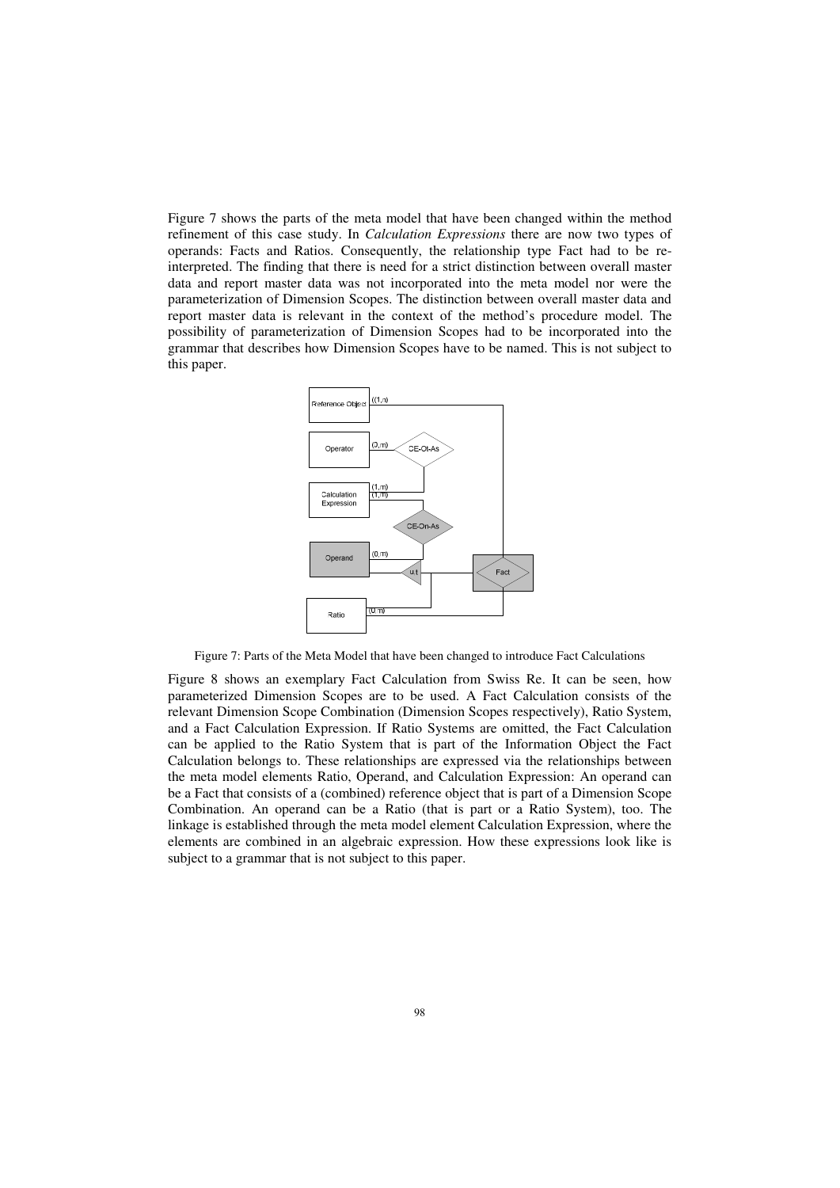Figure 7 shows the parts of the meta model that have been changed within the method refinement of this case study. In *Calculation Expressions* there are now two types of operands: Facts and Ratios. Consequently, the relationship type Fact had to be re-interpreted. The finding that there is need for a strict distinction between overall master data and report master data was not incorporated into the meta model nor were the parameterization of Dimension Scopes. The distinction between overall master data and report master data is relevant in the context of the method's procedure model. The possibility of parameterization of Dimension Scopes had to be incorporated into the grammar that describes how Dimension Scopes have to be named. This is not subject to this paper.

Figure 7: Parts of the Meta Model that have been changed to introduce Fact Calculations

Figure 8 shows an exemplary Fact Calculation from Swiss Re. It can be seen, how parameterized Dimension Scopes are to be used. A Fact Calculation consists of the relevant Dimension Scope Combination (Dimension Scopes respectively), Ratio System, and a Fact Calculation Expression. If Ratio Systems are omitted, the Fact Calculation can be applied to the Ratio System that is part of the Information Object the Fact Calculation belongs to. These relationships are expressed via the relationships between the meta model elements Ratio, Operand, and Calculation Expression: An operand can be a Fact that consists of a (combined) reference object that is part of a Dimension Scope Combination. An operand can be a Ratio (that is part or a Ratio System), too. The linkage is established through the meta model element Calculation Expression, where the elements are combined in an algebraic expression. How these expressions look like is subject to a grammar that is not subject to this paper.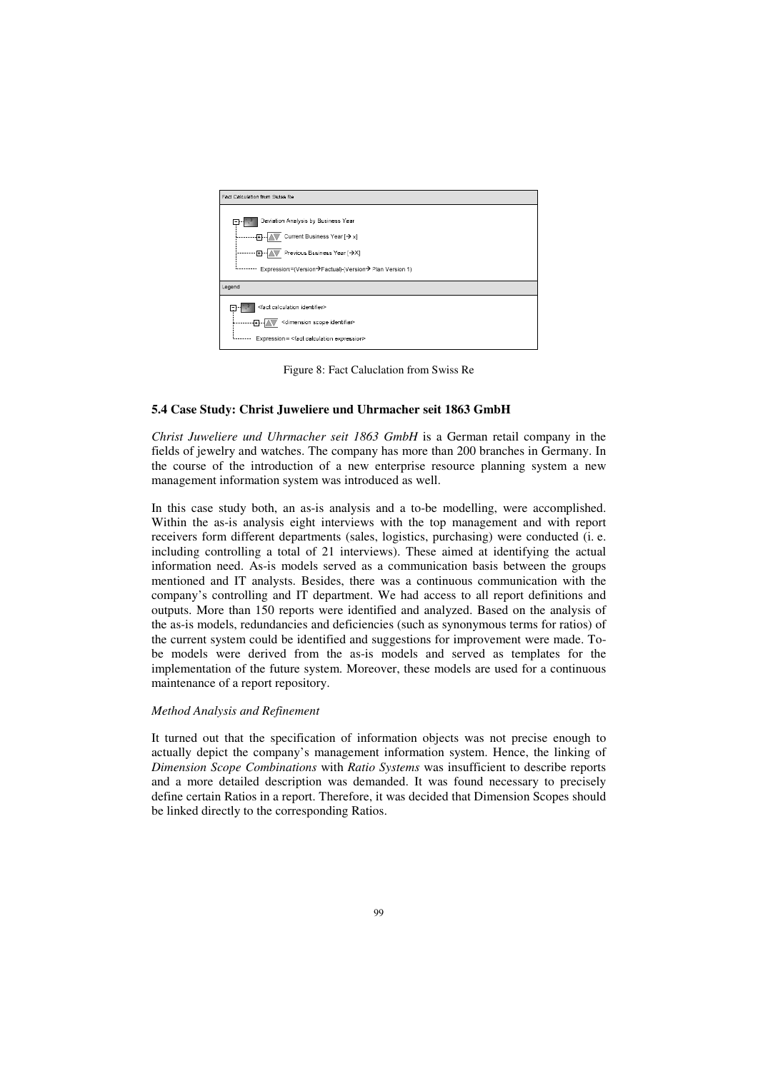Fact Calculation from Swiss Re

Deviation Analysis by Business Year
- Current Business Year [→ x]
- Previous Business Year [→X]
- Expression:=(Version→Factual)-(Version→ Plan Version 1)

Legend

<fact calculation identifier>
- <dimension scope identifier>
- Expression = <fact calculation expression>

Figure 8: Fact Caluclation from Swiss Re

### 5.4 Case Study: Christ Juweliere und Uhrmacher seit 1863 GmbH

*Christ Juweliere und Uhrmacher seit 1863 GmbH* is a German retail company in the fields of jewelry and watches. The company has more than 200 branches in Germany. In the course of the introduction of a new enterprise resource planning system a new management information system was introduced as well.

In this case study both, an as-is analysis and a to-be modelling, were accomplished. Within the as-is analysis eight interviews with the top management and with report receivers form different departments (sales, logistics, purchasing) were conducted (i. e. including controlling a total of 21 interviews). These aimed at identifying the actual information need. As-is models served as a communication basis between the groups mentioned and IT analysts. Besides, there was a continuous communication with the company's controlling and IT department. We had access to all report definitions and outputs. More than 150 reports were identified and analyzed. Based on the analysis of the as-is models, redundancies and deficiencies (such as synonymous terms for ratios) of the current system could be identified and suggestions for improvement were made. To-be models were derived from the as-is models and served as templates for the implementation of the future system. Moreover, these models are used for a continuous maintenance of a report repository.

*Method Analysis and Refinement*

It turned out that the specification of information objects was not precise enough to actually depict the company's management information system. Hence, the linking of *Dimension Scope Combinations* with *Ratio Systems* was insufficient to describe reports and a more detailed description was demanded. It was found necessary to precisely define certain Ratios in a report. Therefore, it was decided that Dimension Scopes should be linked directly to the corresponding Ratios.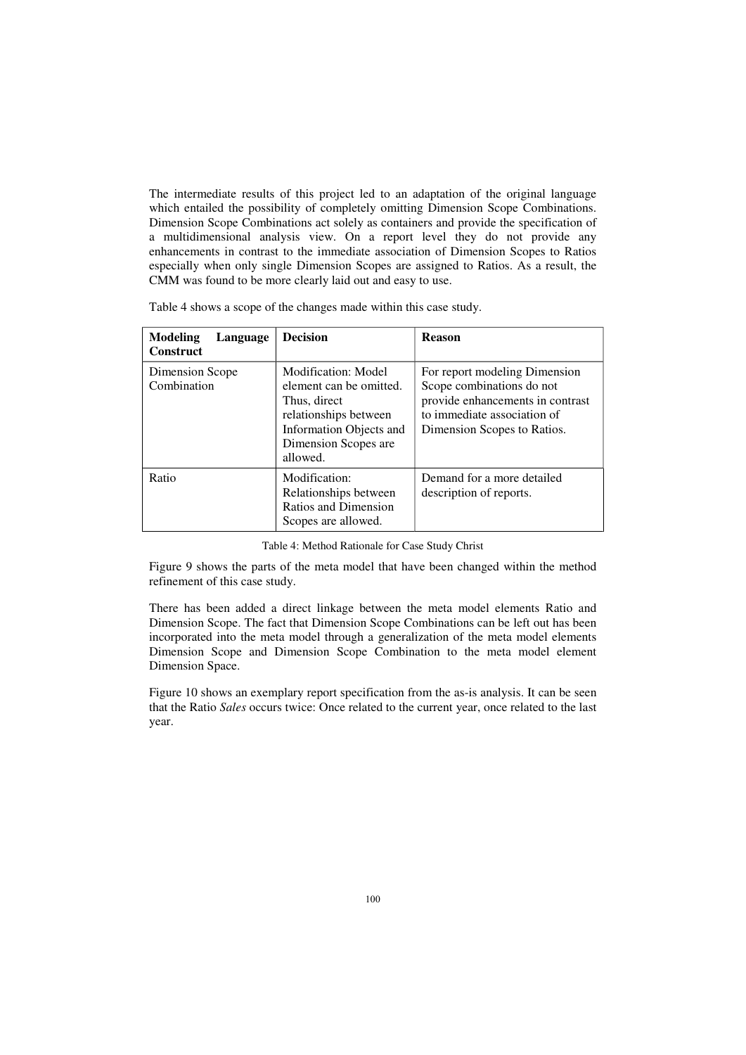The intermediate results of this project led to an adaptation of the original language which entailed the possibility of completely omitting Dimension Scope Combinations. Dimension Scope Combinations act solely as containers and provide the specification of a multidimensional analysis view. On a report level they do not provide any enhancements in contrast to the immediate association of Dimension Scopes to Ratios especially when only single Dimension Scopes are assigned to Ratios. As a result, the CMM was found to be more clearly laid out and easy to use.

Table 4 shows a scope of the changes made within this case study.

| **Modeling Language Construct** | **Decision** | **Reason** |
|---|---|---|
| Dimension Scope Combination | Modification: Model element can be omitted. Thus, direct relationships between Information Objects and Dimension Scopes are allowed. | For report modeling Dimension Scope combinations do not provide enhancements in contrast to immediate association of Dimension Scopes to Ratios. |
| Ratio | Modification: Relationships between Ratios and Dimension Scopes are allowed. | Demand for a more detailed description of reports. |

Table 4: Method Rationale for Case Study Christ

Figure 9 shows the parts of the meta model that have been changed within the method refinement of this case study.

There has been added a direct linkage between the meta model elements Ratio and Dimension Scope. The fact that Dimension Scope Combinations can be left out has been incorporated into the meta model through a generalization of the meta model elements Dimension Scope and Dimension Scope Combination to the meta model element Dimension Space.

Figure 10 shows an exemplary report specification from the as-is analysis. It can be seen that the Ratio *Sales* occurs twice: Once related to the current year, once related to the last year.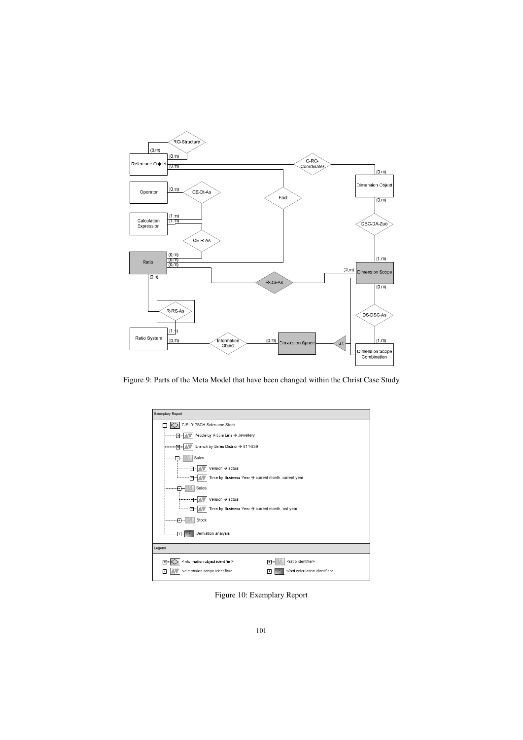Figure 9: Parts of the Meta Model that have been changed within the Christ Case Study

Figure 10: Exemplary Report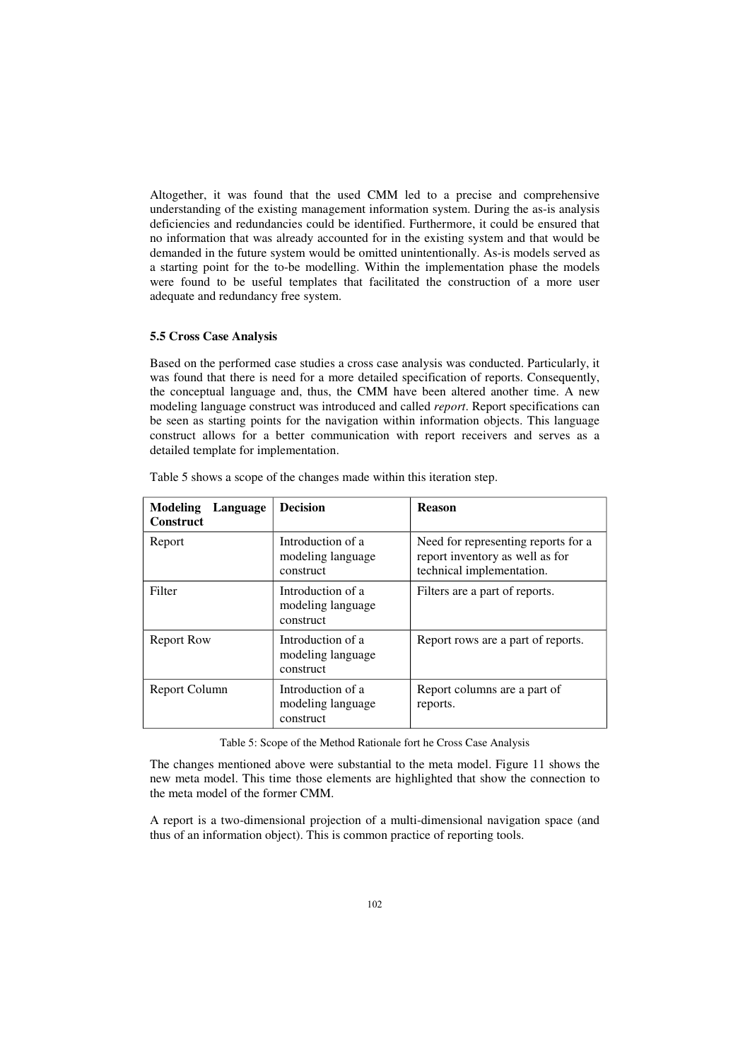Altogether, it was found that the used CMM led to a precise and comprehensive understanding of the existing management information system. During the as-is analysis deficiencies and redundancies could be identified. Furthermore, it could be ensured that no information that was already accounted for in the existing system and that would be demanded in the future system would be omitted unintentionally. As-is models served as a starting point for the to-be modelling. Within the implementation phase the models were found to be useful templates that facilitated the construction of a more user adequate and redundancy free system.

### 5.5 Cross Case Analysis

Based on the performed case studies a cross case analysis was conducted. Particularly, it was found that there is need for a more detailed specification of reports. Consequently, the conceptual language and, thus, the CMM have been altered another time. A new modeling language construct was introduced and called *report*. Report specifications can be seen as starting points for the navigation within information objects. This language construct allows for a better communication with report receivers and serves as a detailed template for implementation.

Table 5 shows a scope of the changes made within this iteration step.

| **Modeling Language Construct** | **Decision** | **Reason** |
|---|---|---|
| Report | Introduction of a modeling language construct | Need for representing reports for a report inventory as well as for technical implementation. |
| Filter | Introduction of a modeling language construct | Filters are a part of reports. |
| Report Row | Introduction of a modeling language construct | Report rows are a part of reports. |
| Report Column | Introduction of a modeling language construct | Report columns are a part of reports. |

Table 5: Scope of the Method Rationale fort he Cross Case Analysis

The changes mentioned above were substantial to the meta model. Figure 11 shows the new meta model. This time those elements are highlighted that show the connection to the meta model of the former CMM.

A report is a two-dimensional projection of a multi-dimensional navigation space (and thus of an information object). This is common practice of reporting tools.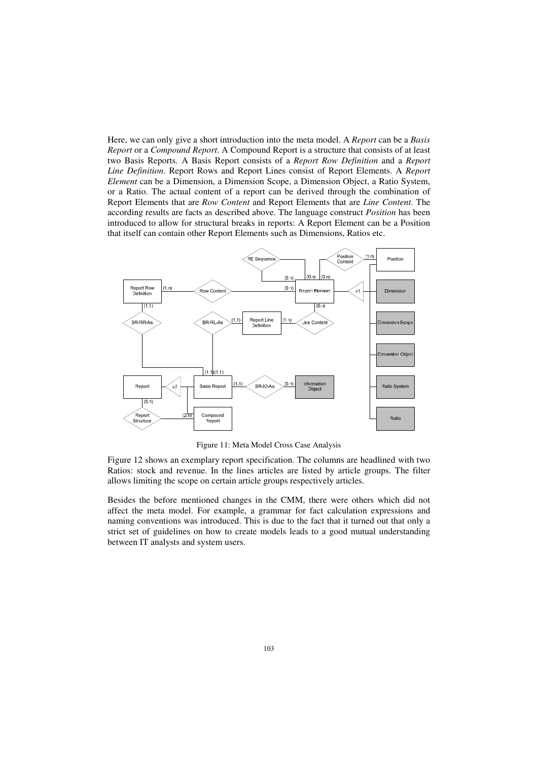Here, we can only give a short introduction into the meta model. A *Report* can be a *Basis Report* or a *Compound Report*. A Compound Report is a structure that consists of at least two Basis Reports. A Basis Report consists of a *Report Row Definition* and a *Report Line Definition*. Report Rows and Report Lines consist of Report Elements. A *Report Element* can be a Dimension, a Dimension Scope, a Dimension Object, a Ratio System, or a Ratio. The actual content of a report can be derived through the combination of Report Elements that are *Row Content* and Report Elements that are *Line Content*. The according results are facts as described above. The language construct *Position* has been introduced to allow for structural breaks in reports: A Report Element can be a Position that itself can contain other Report Elements such as Dimensions, Ratios etc.

Figure 11: Meta Model Cross Case Analysis

Figure 12 shows an exemplary report specification. The columns are headlined with two Ratios: stock and revenue. In the lines articles are listed by article groups. The filter allows limiting the scope on certain article groups respectively articles.

Besides the before mentioned changes in the CMM, there were others which did not affect the meta model. For example, a grammar for fact calculation expressions and naming conventions was introduced. This is due to the fact that it turned out that only a strict set of guidelines on how to create models leads to a good mutual understanding between IT analysts and system users.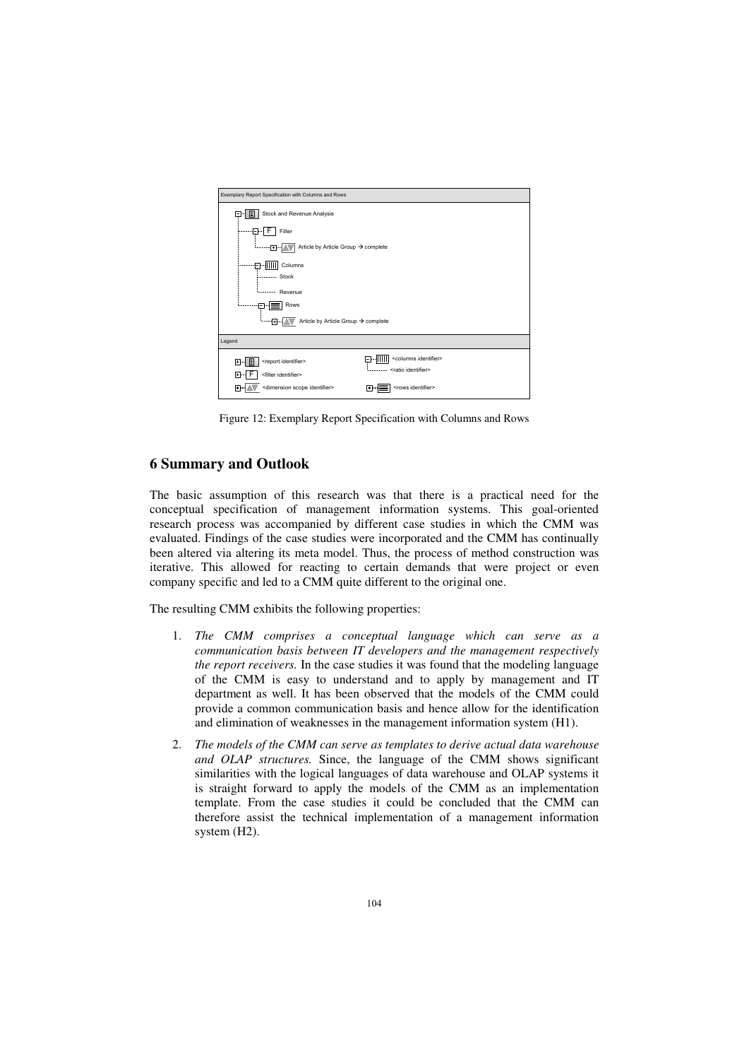Exemplary Report Specification with Columns and Rows

- Stock and Revenue Analysis
  - Filter
    - Article by Article Group → complete
  - Columns
    - Stock
    - Revenue
  - Rows
    - Article by Article Group → complete

Legend

- <report identifier>
- <filter identifier>
- <dimension scope identifier>
- <columns identifier>
  - <ratio identifier>
- <rows identifier>

Figure 12: Exemplary Report Specification with Columns and Rows

## 6 Summary and Outlook

The basic assumption of this research was that there is a practical need for the conceptual specification of management information systems. This goal-oriented research process was accompanied by different case studies in which the CMM was evaluated. Findings of the case studies were incorporated and the CMM has continually been altered via altering its meta model. Thus, the process of method construction was iterative. This allowed for reacting to certain demands that were project or even company specific and led to a CMM quite different to the original one.

The resulting CMM exhibits the following properties:

1. *The CMM comprises a conceptual language which can serve as a communication basis between IT developers and the management respectively the report receivers.* In the case studies it was found that the modeling language of the CMM is easy to understand and to apply by management and IT department as well. It has been observed that the models of the CMM could provide a common communication basis and hence allow for the identification and elimination of weaknesses in the management information system (H1).

2. *The models of the CMM can serve as templates to derive actual data warehouse and OLAP structures.* Since, the language of the CMM shows significant similarities with the logical languages of data warehouse and OLAP systems it is straight forward to apply the models of the CMM as an implementation template. From the case studies it could be concluded that the CMM can therefore assist the technical implementation of a management information system (H2).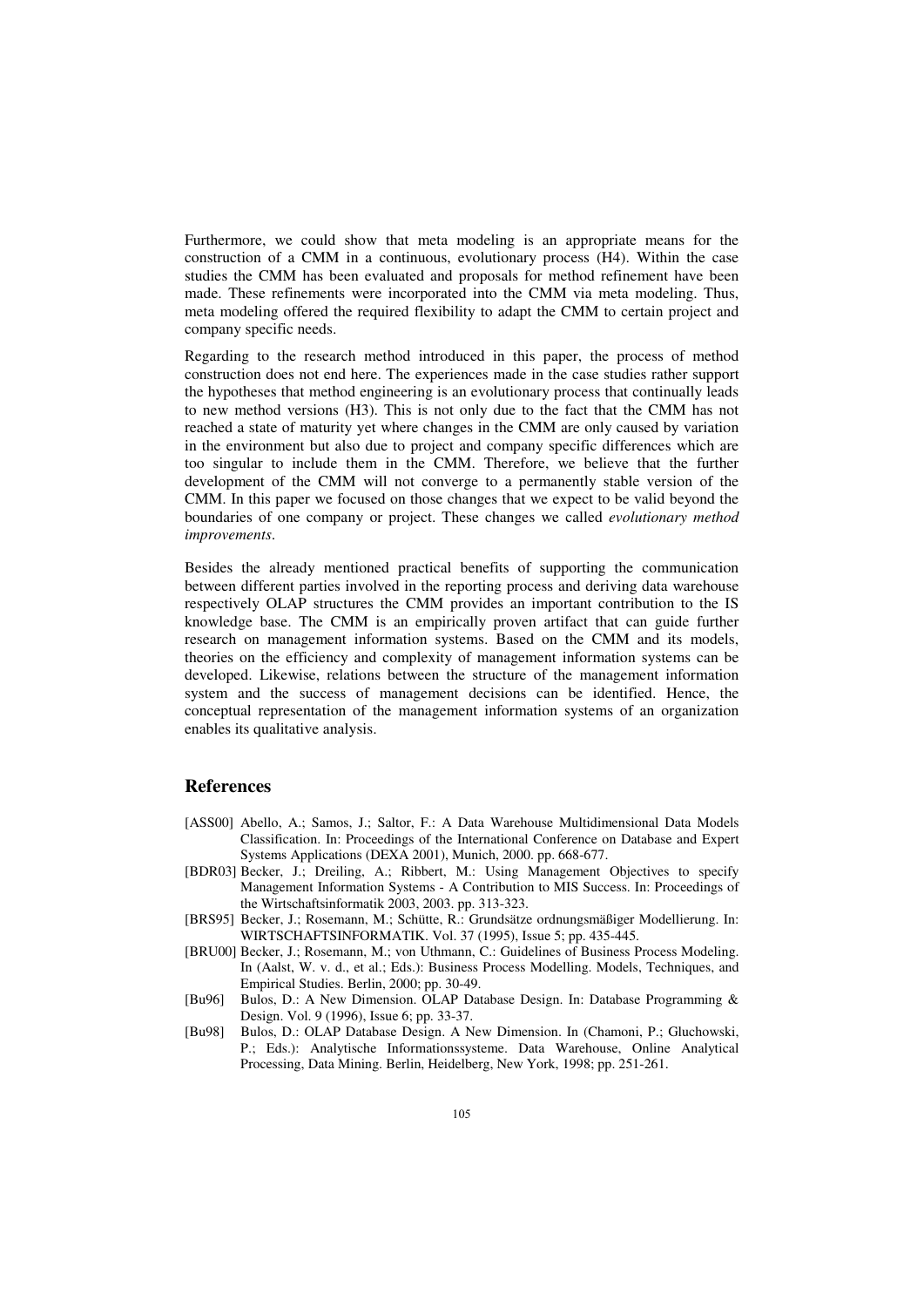Furthermore, we could show that meta modeling is an appropriate means for the construction of a CMM in a continuous, evolutionary process (H4). Within the case studies the CMM has been evaluated and proposals for method refinement have been made. These refinements were incorporated into the CMM via meta modeling. Thus, meta modeling offered the required flexibility to adapt the CMM to certain project and company specific needs.

Regarding to the research method introduced in this paper, the process of method construction does not end here. The experiences made in the case studies rather support the hypotheses that method engineering is an evolutionary process that continually leads to new method versions (H3). This is not only due to the fact that the CMM has not reached a state of maturity yet where changes in the CMM are only caused by variation in the environment but also due to project and company specific differences which are too singular to include them in the CMM. Therefore, we believe that the further development of the CMM will not converge to a permanently stable version of the CMM. In this paper we focused on those changes that we expect to be valid beyond the boundaries of one company or project. These changes we called *evolutionary method improvements*.

Besides the already mentioned practical benefits of supporting the communication between different parties involved in the reporting process and deriving data warehouse respectively OLAP structures the CMM provides an important contribution to the IS knowledge base. The CMM is an empirically proven artifact that can guide further research on management information systems. Based on the CMM and its models, theories on the efficiency and complexity of management information systems can be developed. Likewise, relations between the structure of the management information system and the success of management decisions can be identified. Hence, the conceptual representation of the management information systems of an organization enables its qualitative analysis.

## References

- [ASS00] Abello, A.; Samos, J.; Saltor, F.: A Data Warehouse Multidimensional Data Models Classification. In: Proceedings of the International Conference on Database and Expert Systems Applications (DEXA 2001), Munich, 2000. pp. 668-677.
- [BDR03] Becker, J.; Dreiling, A.; Ribbert, M.: Using Management Objectives to specify Management Information Systems - A Contribution to MIS Success. In: Proceedings of the Wirtschaftsinformatik 2003, 2003. pp. 313-323.
- [BRS95] Becker, J.; Rosemann, M.; Schütte, R.: Grundsätze ordnungsmäßiger Modellierung. In: WIRTSCHAFTSINFORMATIK. Vol. 37 (1995), Issue 5; pp. 435-445.
- [BRU00] Becker, J.; Rosemann, M.; von Uthmann, C.: Guidelines of Business Process Modeling. In (Aalst, W. v. d., et al.; Eds.): Business Process Modelling. Models, Techniques, and Empirical Studies. Berlin, 2000; pp. 30-49.
- [Bu96] Bulos, D.: A New Dimension. OLAP Database Design. In: Database Programming & Design. Vol. 9 (1996), Issue 6; pp. 33-37.
- [Bu98] Bulos, D.: OLAP Database Design. A New Dimension. In (Chamoni, P.; Gluchowski, P.; Eds.): Analytische Informationssysteme. Data Warehouse, Online Analytical Processing, Data Mining. Berlin, Heidelberg, New York, 1998; pp. 251-261.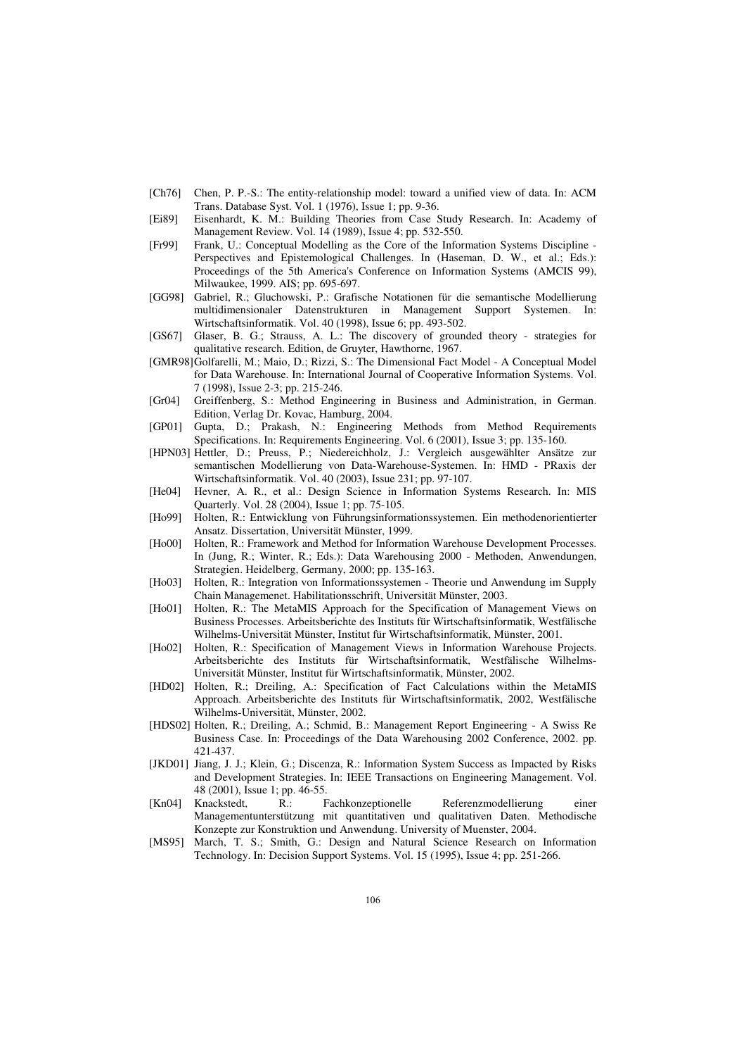[Ch76] Chen, P. P.-S.: The entity-relationship model: toward a unified view of data. In: ACM Trans. Database Syst. Vol. 1 (1976), Issue 1; pp. 9-36.

[Ei89] Eisenhardt, K. M.: Building Theories from Case Study Research. In: Academy of Management Review. Vol. 14 (1989), Issue 4; pp. 532-550.

[Fr99] Frank, U.: Conceptual Modelling as the Core of the Information Systems Discipline - Perspectives and Epistemological Challenges. In (Haseman, D. W., et al.; Eds.): Proceedings of the 5th America's Conference on Information Systems (AMCIS 99), Milwaukee, 1999. AIS; pp. 695-697.

[GG98] Gabriel, R.; Gluchowski, P.: Grafische Notationen für die semantische Modellierung multidimensionaler Datenstrukturen in Management Support Systemen. In: Wirtschaftsinformatik. Vol. 40 (1998), Issue 6; pp. 493-502.

[GS67] Glaser, B. G.; Strauss, A. L.: The discovery of grounded theory - strategies for qualitative research. Edition, de Gruyter, Hawthorne, 1967.

[GMR98] Golfarelli, M.; Maio, D.; Rizzi, S.: The Dimensional Fact Model - A Conceptual Model for Data Warehouse. In: International Journal of Cooperative Information Systems. Vol. 7 (1998), Issue 2-3; pp. 215-246.

[Gr04] Greiffenberg, S.: Method Engineering in Business and Administration, in German. Edition, Verlag Dr. Kovac, Hamburg, 2004.

[GP01] Gupta, D.; Prakash, N.: Engineering Methods from Method Requirements Specifications. In: Requirements Engineering. Vol. 6 (2001), Issue 3; pp. 135-160.

[HPN03] Hettler, D.; Preuss, P.; Niedereichholz, J.: Vergleich ausgewählter Ansätze zur semantischen Modellierung von Data-Warehouse-Systemen. In: HMD - PRaxis der Wirtschaftsinformatik. Vol. 40 (2003), Issue 231; pp. 97-107.

[He04] Hevner, A. R., et al.: Design Science in Information Systems Research. In: MIS Quarterly. Vol. 28 (2004), Issue 1; pp. 75-105.

[Ho99] Holten, R.: Entwicklung von Führungsinformationssystemen. Ein methodenorientierter Ansatz. Dissertation, Universität Münster, 1999.

[Ho00] Holten, R.: Framework and Method for Information Warehouse Development Processes. In (Jung, R.; Winter, R.; Eds.): Data Warehousing 2000 - Methoden, Anwendungen, Strategien. Heidelberg, Germany, 2000; pp. 135-163.

[Ho03] Holten, R.: Integration von Informationssystemen - Theorie und Anwendung im Supply Chain Managemenet. Habilitationsschrift, Universität Münster, 2003.

[Ho01] Holten, R.: The MetaMIS Approach for the Specification of Management Views on Business Processes. Arbeitsberichte des Instituts für Wirtschaftsinformatik, Westfälische Wilhelms-Universität Münster, Institut für Wirtschaftsinformatik, Münster, 2001.

[Ho02] Holten, R.: Specification of Management Views in Information Warehouse Projects. Arbeitsberichte des Instituts für Wirtschaftsinformatik, Westfälische Wilhelms-Universität Münster, Institut für Wirtschaftsinformatik, Münster, 2002.

[HD02] Holten, R.; Dreiling, A.: Specification of Fact Calculations within the MetaMIS Approach. Arbeitsberichte des Instituts für Wirtschaftsinformatik, 2002, Westfälische Wilhelms-Universität, Münster, 2002.

[HDS02] Holten, R.; Dreiling, A.; Schmid, B.: Management Report Engineering - A Swiss Re Business Case. In: Proceedings of the Data Warehousing 2002 Conference, 2002. pp. 421-437.

[JKD01] Jiang, J. J.; Klein, G.; Discenza, R.: Information System Success as Impacted by Risks and Development Strategies. In: IEEE Transactions on Engineering Management. Vol. 48 (2001), Issue 1; pp. 46-55.

[Kn04] Knackstedt, R.: Fachkonzeptionelle Referenzmodellierung einer Managementunterstützung mit quantitativen und qualitativen Daten. Methodische Konzepte zur Konstruktion und Anwendung. University of Muenster, 2004.

[MS95] March, T. S.; Smith, G.: Design and Natural Science Research on Information Technology. In: Decision Support Systems. Vol. 15 (1995), Issue 4; pp. 251-266.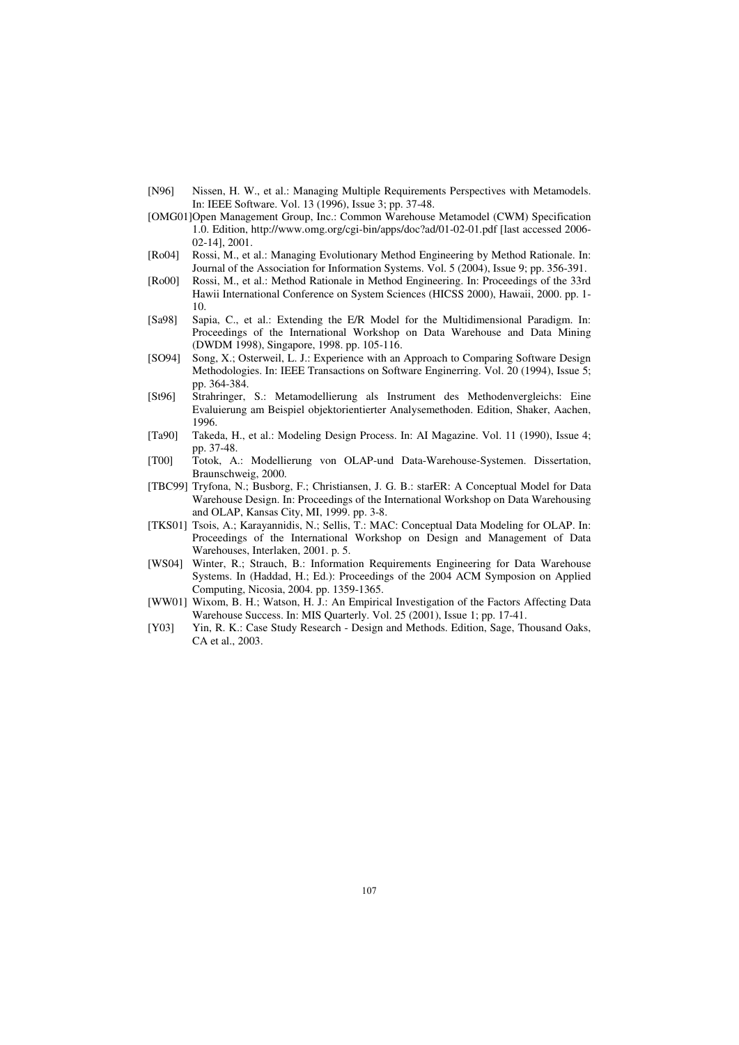[N96] Nissen, H. W., et al.: Managing Multiple Requirements Perspectives with Metamodels. In: IEEE Software. Vol. 13 (1996), Issue 3; pp. 37-48.

[OMG01] Open Management Group, Inc.: Common Warehouse Metamodel (CWM) Specification 1.0. Edition, http://www.omg.org/cgi-bin/apps/doc?ad/01-02-01.pdf [last accessed 2006-02-14], 2001.

[Ro04] Rossi, M., et al.: Managing Evolutionary Method Engineering by Method Rationale. In: Journal of the Association for Information Systems. Vol. 5 (2004), Issue 9; pp. 356-391.

[Ro00] Rossi, M., et al.: Method Rationale in Method Engineering. In: Proceedings of the 33rd Hawii International Conference on System Sciences (HICSS 2000), Hawaii, 2000. pp. 1-10.

[Sa98] Sapia, C., et al.: Extending the E/R Model for the Multidimensional Paradigm. In: Proceedings of the International Workshop on Data Warehouse and Data Mining (DWDM 1998), Singapore, 1998. pp. 105-116.

[SO94] Song, X.; Osterweil, L. J.: Experience with an Approach to Comparing Software Design Methodologies. In: IEEE Transactions on Software Enginerring. Vol. 20 (1994), Issue 5; pp. 364-384.

[St96] Strahringer, S.: Metamodellierung als Instrument des Methodenvergleichs: Eine Evaluierung am Beispiel objektorientierter Analysemethoden. Edition, Shaker, Aachen, 1996.

[Ta90] Takeda, H., et al.: Modeling Design Process. In: AI Magazine. Vol. 11 (1990), Issue 4; pp. 37-48.

[T00] Totok, A.: Modellierung von OLAP-und Data-Warehouse-Systemen. Dissertation, Braunschweig, 2000.

[TBC99] Tryfona, N.; Busborg, F.; Christiansen, J. G. B.: starER: A Conceptual Model for Data Warehouse Design. In: Proceedings of the International Workshop on Data Warehousing and OLAP, Kansas City, MI, 1999. pp. 3-8.

[TKS01] Tsois, A.; Karayannidis, N.; Sellis, T.: MAC: Conceptual Data Modeling for OLAP. In: Proceedings of the International Workshop on Design and Management of Data Warehouses, Interlaken, 2001. p. 5.

[WS04] Winter, R.; Strauch, B.: Information Requirements Engineering for Data Warehouse Systems. In (Haddad, H.; Ed.): Proceedings of the 2004 ACM Symposion on Applied Computing, Nicosia, 2004. pp. 1359-1365.

[WW01] Wixom, B. H.; Watson, H. J.: An Empirical Investigation of the Factors Affecting Data Warehouse Success. In: MIS Quarterly. Vol. 25 (2001), Issue 1; pp. 17-41.

[Y03] Yin, R. K.: Case Study Research - Design and Methods. Edition, Sage, Thousand Oaks, CA et al., 2003.